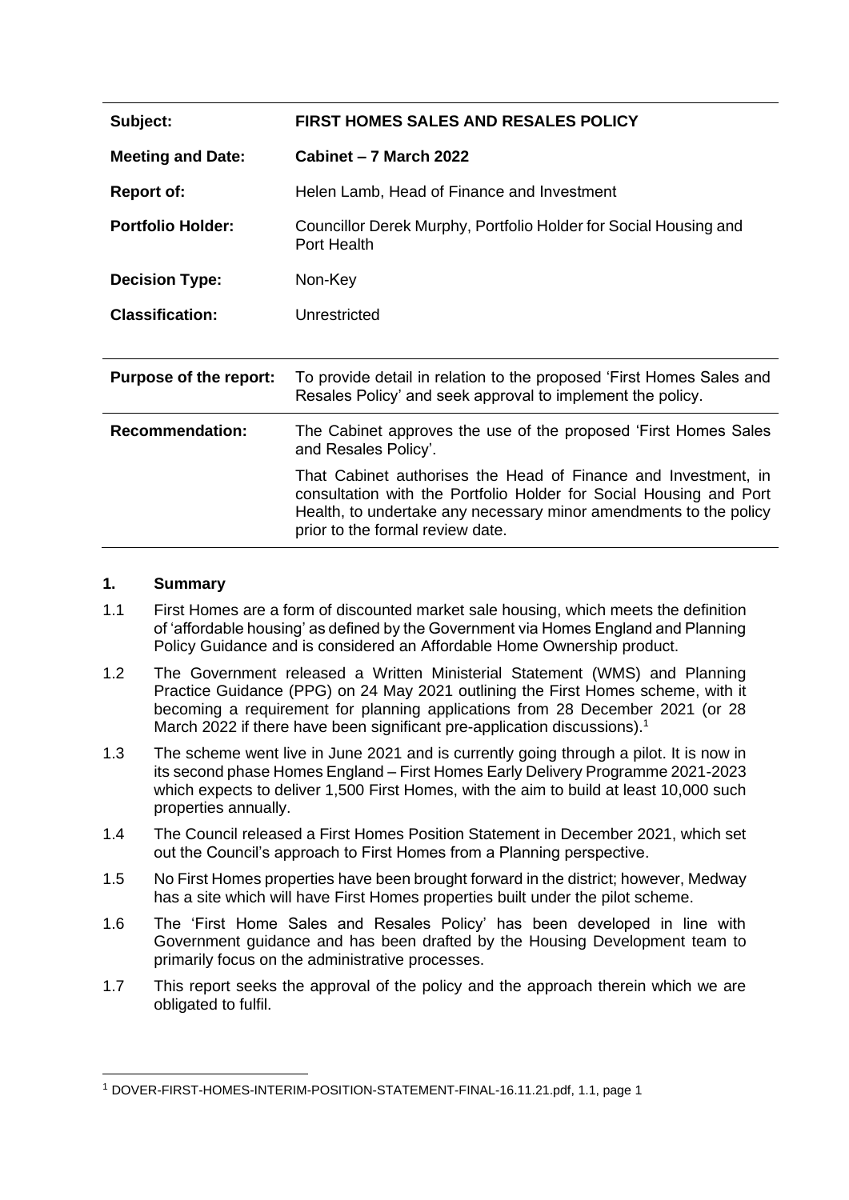| | |
|---|---|
| **Subject:** | **FIRST HOMES SALES AND RESALES POLICY** |
| **Meeting and Date:** | **Cabinet – 7 March 2022** |
| **Report of:** | Helen Lamb, Head of Finance and Investment |
| **Portfolio Holder:** | Councillor Derek Murphy, Portfolio Holder for Social Housing and Port Health |
| **Decision Type:** | Non-Key |
| **Classification:** | Unrestricted |

| | |
|---|---|
| **Purpose of the report:** | To provide detail in relation to the proposed 'First Homes Sales and Resales Policy' and seek approval to implement the policy. |
| **Recommendation:** | The Cabinet approves the use of the proposed 'First Homes Sales and Resales Policy'.<br><br>That Cabinet authorises the Head of Finance and Investment, in consultation with the Portfolio Holder for Social Housing and Port Health, to undertake any necessary minor amendments to the policy prior to the formal review date. |

## 1. Summary

1.1 First Homes are a form of discounted market sale housing, which meets the definition of 'affordable housing' as defined by the Government via Homes England and Planning Policy Guidance and is considered an Affordable Home Ownership product.

1.2 The Government released a Written Ministerial Statement (WMS) and Planning Practice Guidance (PPG) on 24 May 2021 outlining the First Homes scheme, with it becoming a requirement for planning applications from 28 December 2021 (or 28 March 2022 if there have been significant pre-application discussions).[1]

1.3 The scheme went live in June 2021 and is currently going through a pilot. It is now in its second phase Homes England – First Homes Early Delivery Programme 2021-2023 which expects to deliver 1,500 First Homes, with the aim to build at least 10,000 such properties annually.

1.4 The Council released a First Homes Position Statement in December 2021, which set out the Council's approach to First Homes from a Planning perspective.

1.5 No First Homes properties have been brought forward in the district; however, Medway has a site which will have First Homes properties built under the pilot scheme.

1.6 The 'First Home Sales and Resales Policy' has been developed in line with Government guidance and has been drafted by the Housing Development team to primarily focus on the administrative processes.

1.7 This report seeks the approval of the policy and the approach therein which we are obligated to fulfil.

---

[1] DOVER-FIRST-HOMES-INTERIM-POSITION-STATEMENT-FINAL-16.11.21.pdf, 1.1, page 1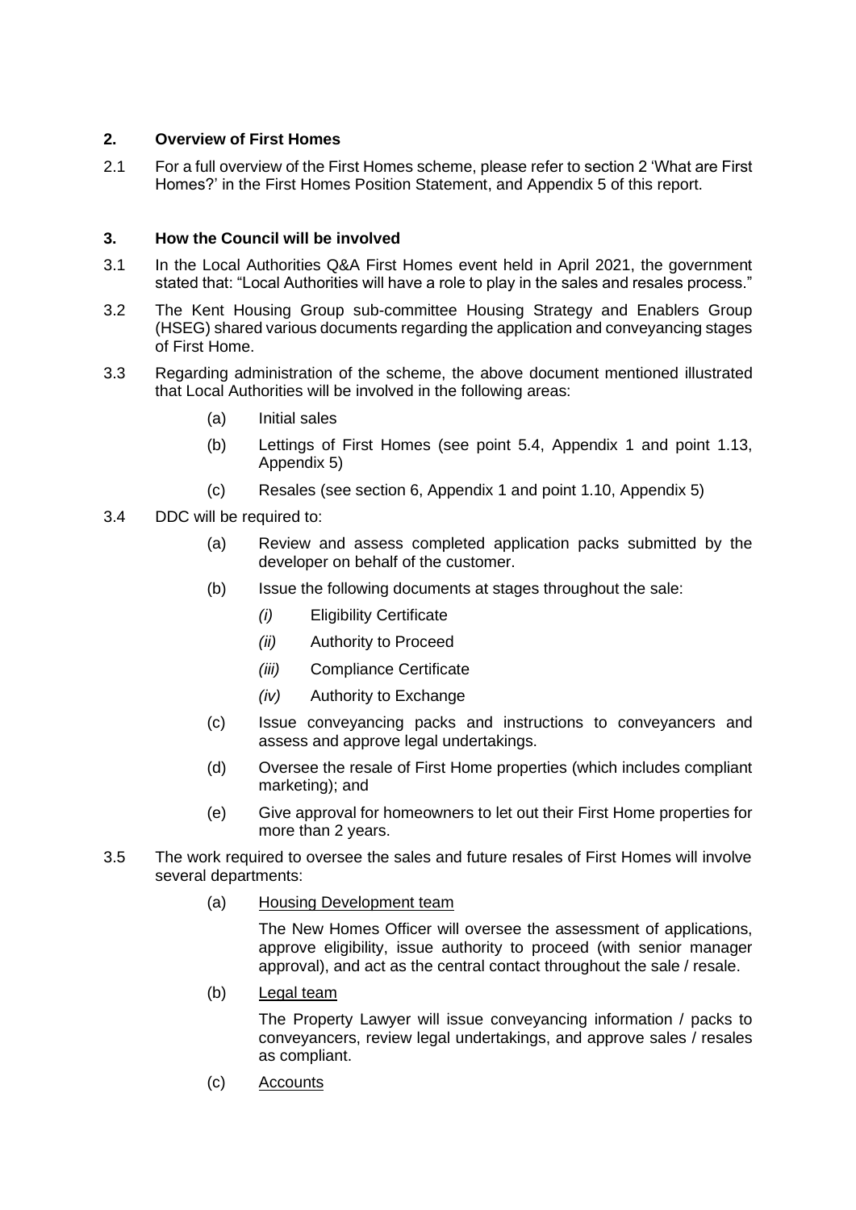## 2. Overview of First Homes

2.1 For a full overview of the First Homes scheme, please refer to section 2 'What are First Homes?' in the First Homes Position Statement, and Appendix 5 of this report.

## 3. How the Council will be involved

3.1 In the Local Authorities Q&A First Homes event held in April 2021, the government stated that: "Local Authorities will have a role to play in the sales and resales process."

3.2 The Kent Housing Group sub-committee Housing Strategy and Enablers Group (HSEG) shared various documents regarding the application and conveyancing stages of First Home.

3.3 Regarding administration of the scheme, the above document mentioned illustrated that Local Authorities will be involved in the following areas:

- (a) Initial sales
- (b) Lettings of First Homes (see point 5.4, Appendix 1 and point 1.13, Appendix 5)
- (c) Resales (see section 6, Appendix 1 and point 1.10, Appendix 5)

3.4 DDC will be required to:

- (a) Review and assess completed application packs submitted by the developer on behalf of the customer.
- (b) Issue the following documents at stages throughout the sale:
  - *(i)* Eligibility Certificate
  - *(ii)* Authority to Proceed
  - *(iii)* Compliance Certificate
  - *(iv)* Authority to Exchange
- (c) Issue conveyancing packs and instructions to conveyancers and assess and approve legal undertakings.
- (d) Oversee the resale of First Home properties (which includes compliant marketing); and
- (e) Give approval for homeowners to let out their First Home properties for more than 2 years.

3.5 The work required to oversee the sales and future resales of First Homes will involve several departments:

- (a) <u>Housing Development team</u>

  The New Homes Officer will oversee the assessment of applications, approve eligibility, issue authority to proceed (with senior manager approval), and act as the central contact throughout the sale / resale.

- (b) <u>Legal team</u>

  The Property Lawyer will issue conveyancing information / packs to conveyancers, review legal undertakings, and approve sales / resales as compliant.

- (c) <u>Accounts</u>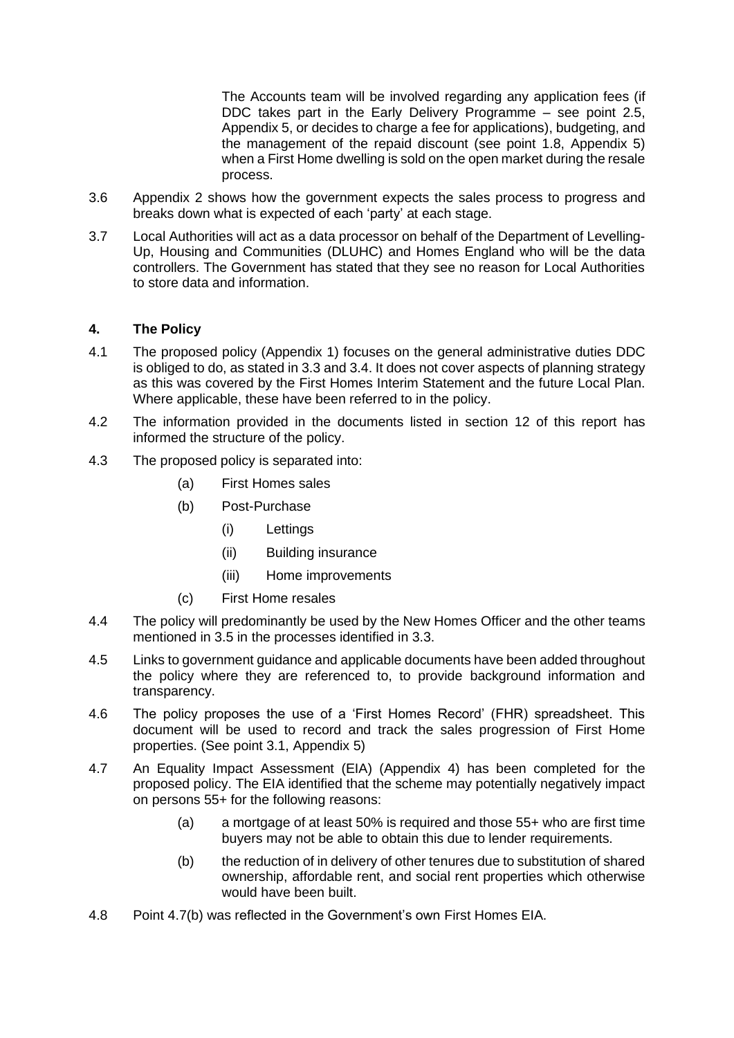The Accounts team will be involved regarding any application fees (if DDC takes part in the Early Delivery Programme – see point 2.5, Appendix 5, or decides to charge a fee for applications), budgeting, and the management of the repaid discount (see point 1.8, Appendix 5) when a First Home dwelling is sold on the open market during the resale process.

3.6 Appendix 2 shows how the government expects the sales process to progress and breaks down what is expected of each 'party' at each stage.

3.7 Local Authorities will act as a data processor on behalf of the Department of Levelling-Up, Housing and Communities (DLUHC) and Homes England who will be the data controllers. The Government has stated that they see no reason for Local Authorities to store data and information.

## 4. The Policy

4.1 The proposed policy (Appendix 1) focuses on the general administrative duties DDC is obliged to do, as stated in 3.3 and 3.4. It does not cover aspects of planning strategy as this was covered by the First Homes Interim Statement and the future Local Plan. Where applicable, these have been referred to in the policy.

4.2 The information provided in the documents listed in section 12 of this report has informed the structure of the policy.

4.3 The proposed policy is separated into:

- (a) First Homes sales
- (b) Post-Purchase
  - (i) Lettings
  - (ii) Building insurance
  - (iii) Home improvements
- (c) First Home resales

4.4 The policy will predominantly be used by the New Homes Officer and the other teams mentioned in 3.5 in the processes identified in 3.3.

4.5 Links to government guidance and applicable documents have been added throughout the policy where they are referenced to, to provide background information and transparency.

4.6 The policy proposes the use of a 'First Homes Record' (FHR) spreadsheet. This document will be used to record and track the sales progression of First Home properties. (See point 3.1, Appendix 5)

4.7 An Equality Impact Assessment (EIA) (Appendix 4) has been completed for the proposed policy. The EIA identified that the scheme may potentially negatively impact on persons 55+ for the following reasons:

- (a) a mortgage of at least 50% is required and those 55+ who are first time buyers may not be able to obtain this due to lender requirements.
- (b) the reduction of in delivery of other tenures due to substitution of shared ownership, affordable rent, and social rent properties which otherwise would have been built.

4.8 Point 4.7(b) was reflected in the Government's own First Homes EIA.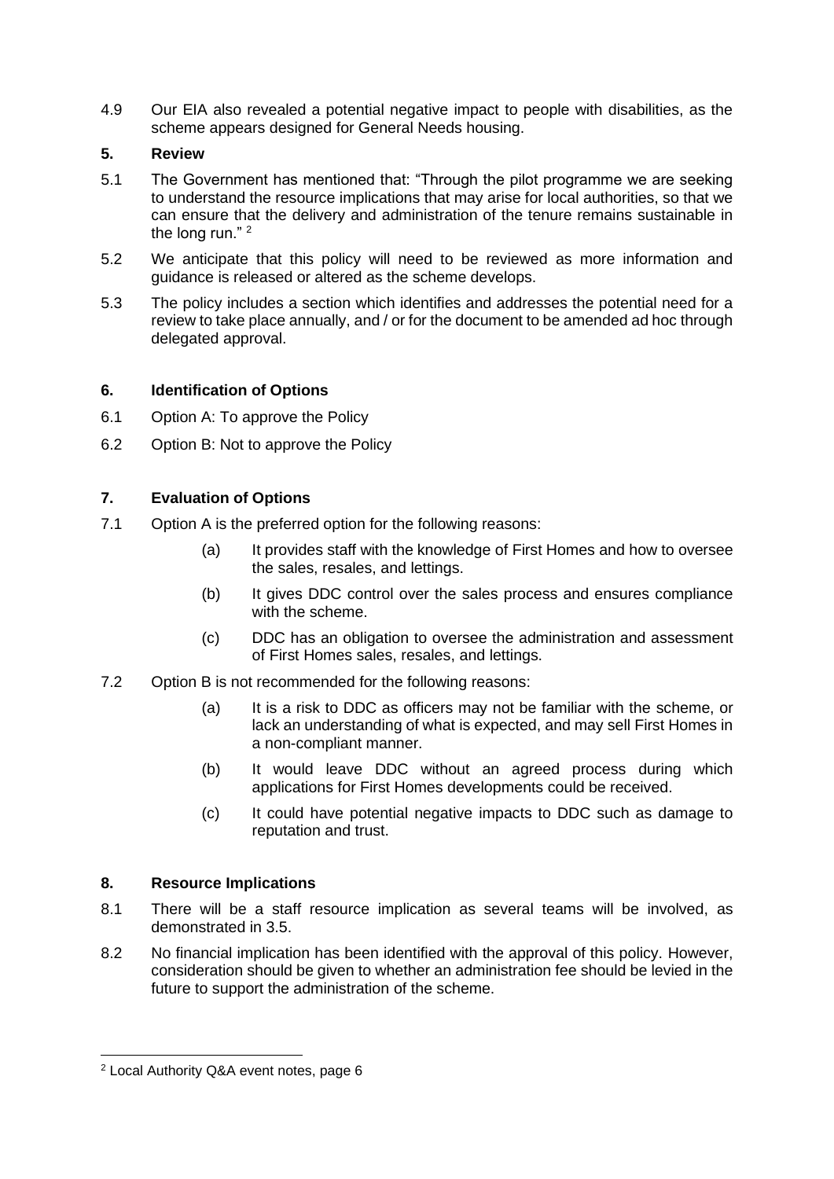4.9 Our EIA also revealed a potential negative impact to people with disabilities, as the scheme appears designed for General Needs housing.

## 5. Review

5.1 The Government has mentioned that: "Through the pilot programme we are seeking to understand the resource implications that may arise for local authorities, so that we can ensure that the delivery and administration of the tenure remains sustainable in the long run." [2]

5.2 We anticipate that this policy will need to be reviewed as more information and guidance is released or altered as the scheme develops.

5.3 The policy includes a section which identifies and addresses the potential need for a review to take place annually, and / or for the document to be amended ad hoc through delegated approval.

## 6. Identification of Options

6.1 Option A: To approve the Policy

6.2 Option B: Not to approve the Policy

## 7. Evaluation of Options

7.1 Option A is the preferred option for the following reasons:

- (a) It provides staff with the knowledge of First Homes and how to oversee the sales, resales, and lettings.
- (b) It gives DDC control over the sales process and ensures compliance with the scheme.
- (c) DDC has an obligation to oversee the administration and assessment of First Homes sales, resales, and lettings.

7.2 Option B is not recommended for the following reasons:

- (a) It is a risk to DDC as officers may not be familiar with the scheme, or lack an understanding of what is expected, and may sell First Homes in a non-compliant manner.
- (b) It would leave DDC without an agreed process during which applications for First Homes developments could be received.
- (c) It could have potential negative impacts to DDC such as damage to reputation and trust.

## 8. Resource Implications

8.1 There will be a staff resource implication as several teams will be involved, as demonstrated in 3.5.

8.2 No financial implication has been identified with the approval of this policy. However, consideration should be given to whether an administration fee should be levied in the future to support the administration of the scheme.

---

[2] Local Authority Q&A event notes, page 6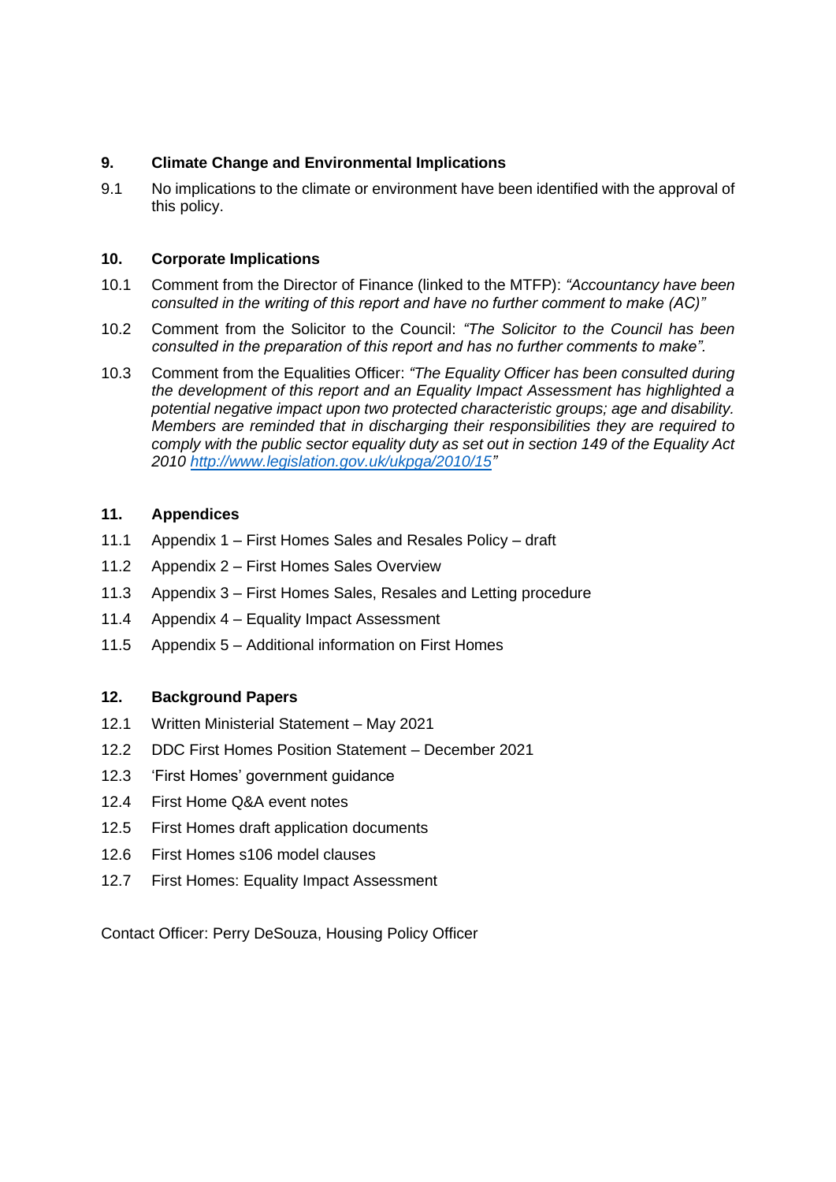## 9. Climate Change and Environmental Implications

9.1 No implications to the climate or environment have been identified with the approval of this policy.

## 10. Corporate Implications

10.1 Comment from the Director of Finance (linked to the MTFP): *"Accountancy have been consulted in the writing of this report and have no further comment to make (AC)"*

10.2 Comment from the Solicitor to the Council: *"The Solicitor to the Council has been consulted in the preparation of this report and has no further comments to make".*

10.3 Comment from the Equalities Officer: *"The Equality Officer has been consulted during the development of this report and an Equality Impact Assessment has highlighted a potential negative impact upon two protected characteristic groups; age and disability. Members are reminded that in discharging their responsibilities they are required to comply with the public sector equality duty as set out in section 149 of the Equality Act 2010 [http://www.legislation.gov.uk/ukpga/2010/15](http://www.legislation.gov.uk/ukpga/2010/15)"*

## 11. Appendices

11.1 Appendix 1 – First Homes Sales and Resales Policy – draft

11.2 Appendix 2 – First Homes Sales Overview

11.3 Appendix 3 – First Homes Sales, Resales and Letting procedure

11.4 Appendix 4 – Equality Impact Assessment

11.5 Appendix 5 – Additional information on First Homes

## 12. Background Papers

12.1 Written Ministerial Statement – May 2021

12.2 DDC First Homes Position Statement – December 2021

12.3 'First Homes' government guidance

12.4 First Home Q&A event notes

12.5 First Homes draft application documents

12.6 First Homes s106 model clauses

12.7 First Homes: Equality Impact Assessment

Contact Officer: Perry DeSouza, Housing Policy Officer